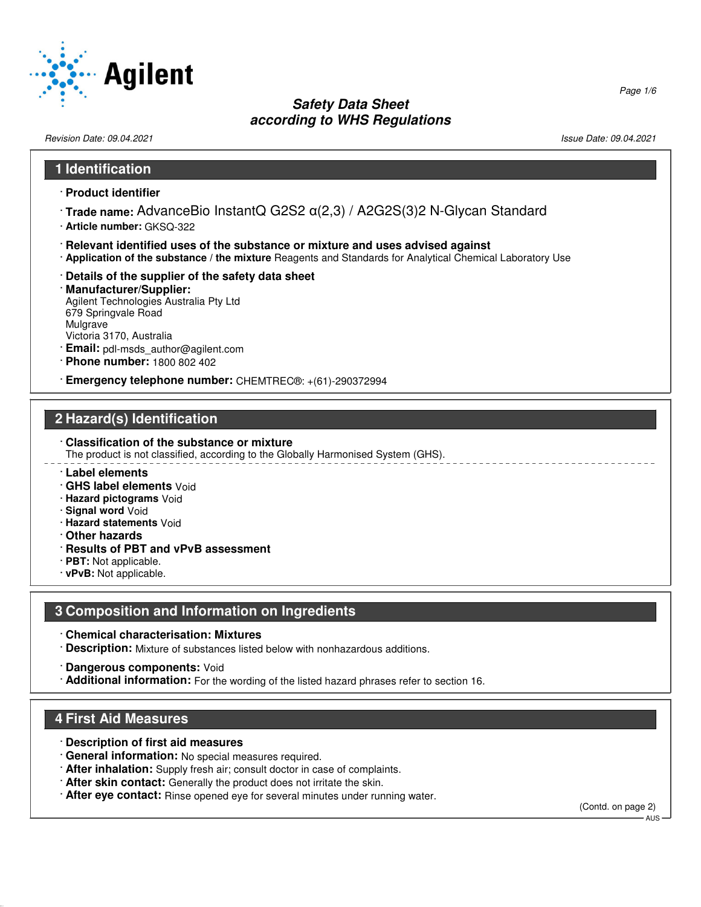# Safety Data Sheet according to WHS Regulations

*Revision Date: 09.04.2021*

*Issue Date: 09.04.2021*

## 1 Identification

· **Product identifier**

· **Trade name:** AdvanceBio InstantQ G2S2 α(2,3) / A2G2S(3)2 N-Glycan Standard

· **Article number:** GKSQ-322

· **Relevant identified uses of the substance or mixture and uses advised against**

· **Application of the substance / the mixture** Reagents and Standards for Analytical Chemical Laboratory Use

· **Details of the supplier of the safety data sheet**

· **Manufacturer/Supplier:**
Agilent Technologies Australia Pty Ltd
679 Springvale Road
Mulgrave
Victoria 3170, Australia

· **Email:** pdl-msds_author@agilent.com

· **Phone number:** 1800 802 402

· **Emergency telephone number:** CHEMTREC®: +(61)-290372994

## 2 Hazard(s) Identification

· **Classification of the substance or mixture**
The product is not classified, according to the Globally Harmonised System (GHS).

· **Label elements**

· **GHS label elements** Void

· **Hazard pictograms** Void

· **Signal word** Void

· **Hazard statements** Void

· **Other hazards**

· **Results of PBT and vPvB assessment**

· **PBT:** Not applicable.

· **vPvB:** Not applicable.

## 3 Composition and Information on Ingredients

· **Chemical characterisation: Mixtures**

· **Description:** Mixture of substances listed below with nonhazardous additions.

· **Dangerous components:** Void

· **Additional information:** For the wording of the listed hazard phrases refer to section 16.

## 4 First Aid Measures

· **Description of first aid measures**

· **General information:** No special measures required.

· **After inhalation:** Supply fresh air; consult doctor in case of complaints.

· **After skin contact:** Generally the product does not irritate the skin.

· **After eye contact:** Rinse opened eye for several minutes under running water.

(Contd. on page 2)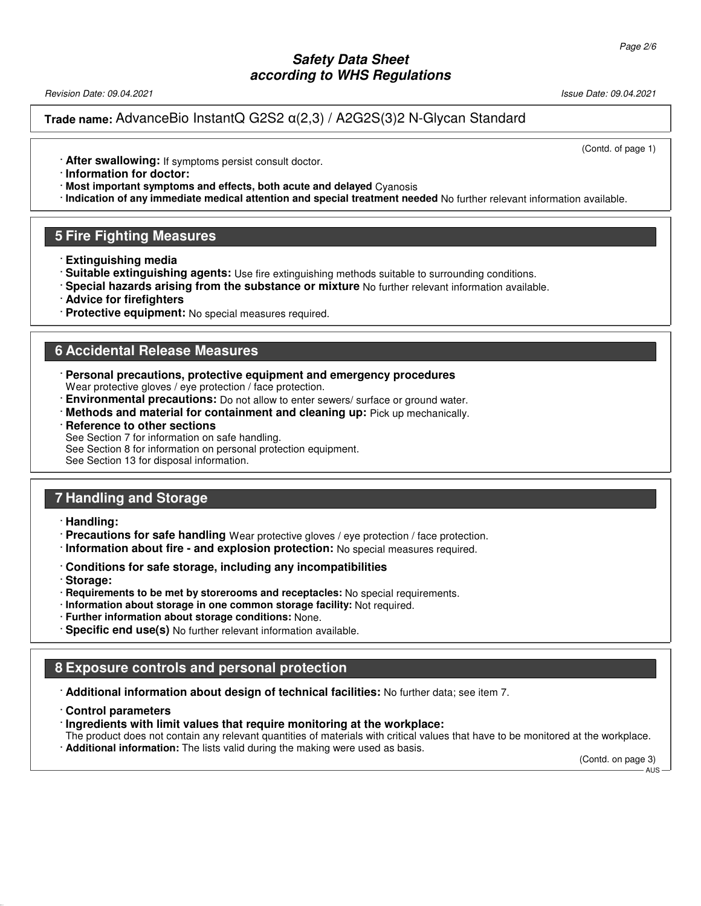(Contd. of page 1)

· **After swallowing:** If symptoms persist consult doctor.
· **Information for doctor:**
· **Most important symptoms and effects, both acute and delayed** Cyanosis
· **Indication of any immediate medical attention and special treatment needed** No further relevant information available.

## 5 Fire Fighting Measures

· **Extinguishing media**
· **Suitable extinguishing agents:** Use fire extinguishing methods suitable to surrounding conditions.
· **Special hazards arising from the substance or mixture** No further relevant information available.
· **Advice for firefighters**
· **Protective equipment:** No special measures required.

## 6 Accidental Release Measures

· **Personal precautions, protective equipment and emergency procedures**
Wear protective gloves / eye protection / face protection.
· **Environmental precautions:** Do not allow to enter sewers/ surface or ground water.
· **Methods and material for containment and cleaning up:** Pick up mechanically.
· **Reference to other sections**
See Section 7 for information on safe handling.
See Section 8 for information on personal protection equipment.
See Section 13 for disposal information.

## 7 Handling and Storage

· **Handling:**
· **Precautions for safe handling** Wear protective gloves / eye protection / face protection.
· **Information about fire - and explosion protection:** No special measures required.

· **Conditions for safe storage, including any incompatibilities**
· **Storage:**
· **Requirements to be met by storerooms and receptacles:** No special requirements.
· **Information about storage in one common storage facility:** Not required.
· **Further information about storage conditions:** None.
· **Specific end use(s)** No further relevant information available.

## 8 Exposure controls and personal protection

· **Additional information about design of technical facilities:** No further data; see item 7.

· **Control parameters**
· **Ingredients with limit values that require monitoring at the workplace:**
The product does not contain any relevant quantities of materials with critical values that have to be monitored at the workplace.
· **Additional information:** The lists valid during the making were used as basis.

(Contd. on page 3)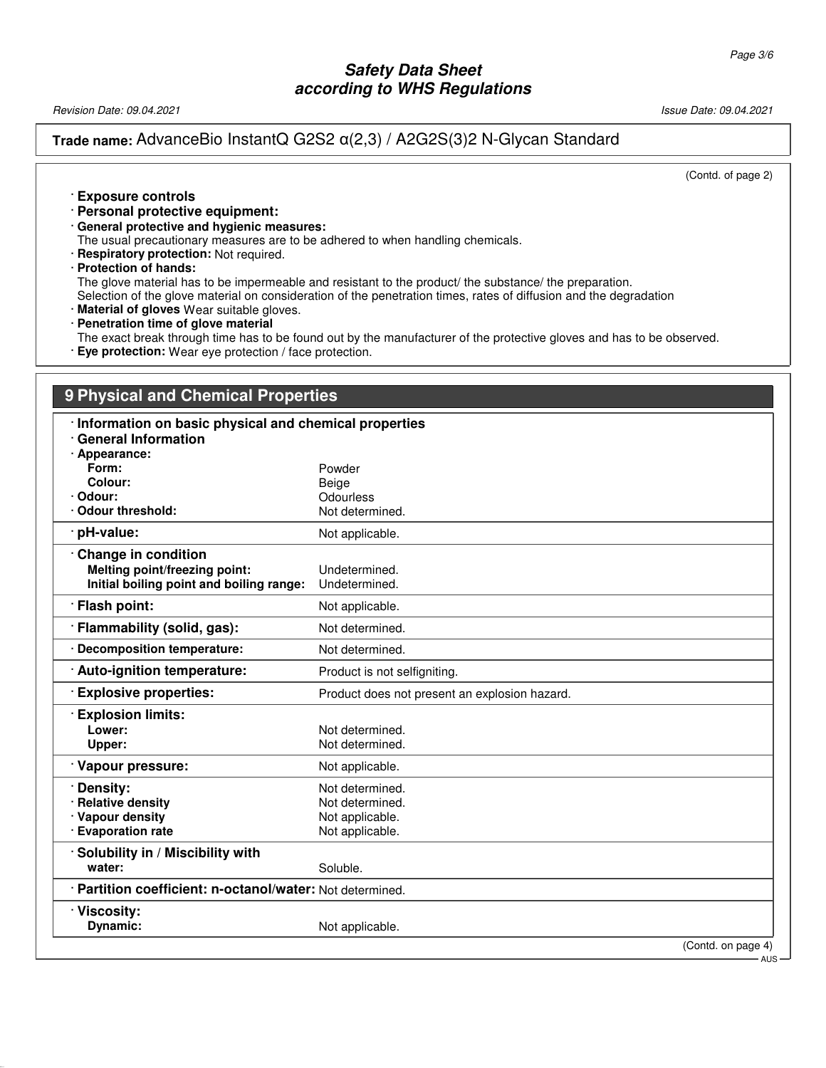**Trade name:** AdvanceBio InstantQ G2S2 α(2,3) / A2G2S(3)2 N-Glycan Standard

(Contd. of page 2)

· **Exposure controls**
· **Personal protective equipment:**
· **General protective and hygienic measures:**
The usual precautionary measures are to be adhered to when handling chemicals.
· **Respiratory protection:** Not required.
· **Protection of hands:**
The glove material has to be impermeable and resistant to the product/ the substance/ the preparation.
Selection of the glove material on consideration of the penetration times, rates of diffusion and the degradation
· **Material of gloves** Wear suitable gloves.
· **Penetration time of glove material**
The exact break through time has to be found out by the manufacturer of the protective gloves and has to be observed.
· **Eye protection:** Wear eye protection / face protection.

## 9 Physical and Chemical Properties

· **Information on basic physical and chemical properties**
· **General Information**

| | |
|---|---|
| · **Appearance:** | |
| **Form:** | Powder |
| **Colour:** | Beige |
| · **Odour:** | Odourless |
| · **Odour threshold:** | Not determined. |
| · **pH-value:** | Not applicable. |
| · **Change in condition** | |
| **Melting point/freezing point:** | Undetermined. |
| **Initial boiling point and boiling range:** | Undetermined. |
| · **Flash point:** | Not applicable. |
| · **Flammability (solid, gas):** | Not determined. |
| · **Decomposition temperature:** | Not determined. |
| · **Auto-ignition temperature:** | Product is not selfigniting. |
| · **Explosive properties:** | Product does not present an explosion hazard. |
| · **Explosion limits:** | |
| **Lower:** | Not determined. |
| **Upper:** | Not determined. |
| · **Vapour pressure:** | Not applicable. |
| · **Density:** | Not determined. |
| · **Relative density** | Not determined. |
| · **Vapour density** | Not applicable. |
| · **Evaporation rate** | Not applicable. |
| · **Solubility in / Miscibility with** | |
| **water:** | Soluble. |
| · **Partition coefficient: n-octanol/water:** | Not determined. |
| · **Viscosity:** | |
| **Dynamic:** | Not applicable. |

(Contd. on page 4)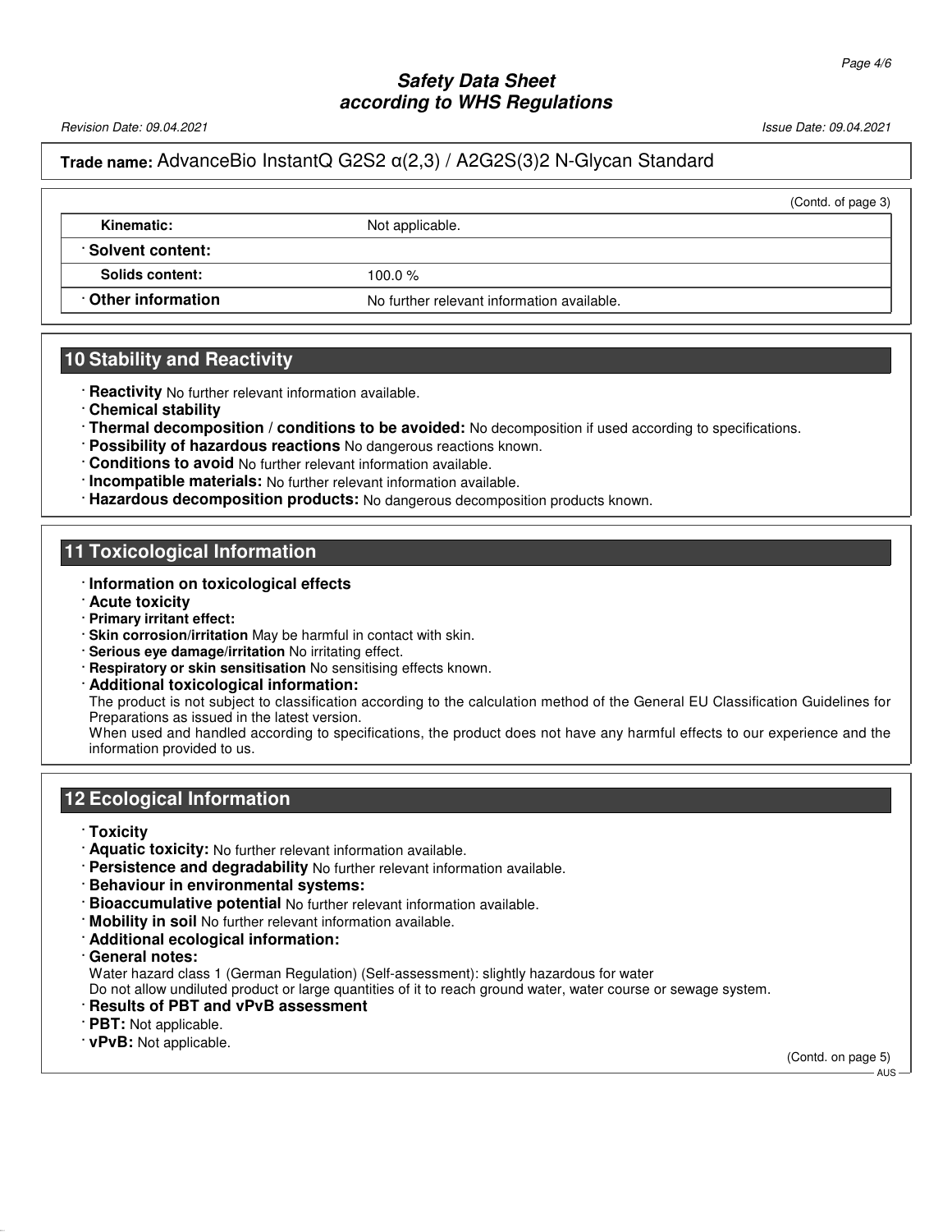**Safety Data Sheet**
**according to WHS Regulations**

Revision Date: 09.04.2021

Issue Date: 09.04.2021

**Trade name:** AdvanceBio InstantQ G2S2 α(2,3) / A2G2S(3)2 N-Glycan Standard

(Contd. of page 3)

| | |
|---|---|
| **Kinematic:** | Not applicable. |
| · **Solvent content:** | |
| **Solids content:** | 100.0 % |
| · **Other information** | No further relevant information available. |

## 10 Stability and Reactivity

- · **Reactivity** No further relevant information available.
- · **Chemical stability**
- · **Thermal decomposition / conditions to be avoided:** No decomposition if used according to specifications.
- · **Possibility of hazardous reactions** No dangerous reactions known.
- · **Conditions to avoid** No further relevant information available.
- · **Incompatible materials:** No further relevant information available.
- · **Hazardous decomposition products:** No dangerous decomposition products known.

## 11 Toxicological Information

- · **Information on toxicological effects**
- · **Acute toxicity**
- · **Primary irritant effect:**
- · **Skin corrosion/irritation** May be harmful in contact with skin.
- · **Serious eye damage/irritation** No irritating effect.
- · **Respiratory or skin sensitisation** No sensitising effects known.
- · **Additional toxicological information:**
  The product is not subject to classification according to the calculation method of the General EU Classification Guidelines for Preparations as issued in the latest version.
  When used and handled according to specifications, the product does not have any harmful effects to our experience and the information provided to us.

## 12 Ecological Information

- · **Toxicity**
- · **Aquatic toxicity:** No further relevant information available.
- · **Persistence and degradability** No further relevant information available.
- · **Behaviour in environmental systems:**
- · **Bioaccumulative potential** No further relevant information available.
- · **Mobility in soil** No further relevant information available.
- · **Additional ecological information:**
- · **General notes:**
  Water hazard class 1 (German Regulation) (Self-assessment): slightly hazardous for water
  Do not allow undiluted product or large quantities of it to reach ground water, water course or sewage system.
- · **Results of PBT and vPvB assessment**
- · **PBT:** Not applicable.
- · **vPvB:** Not applicable.

(Contd. on page 5)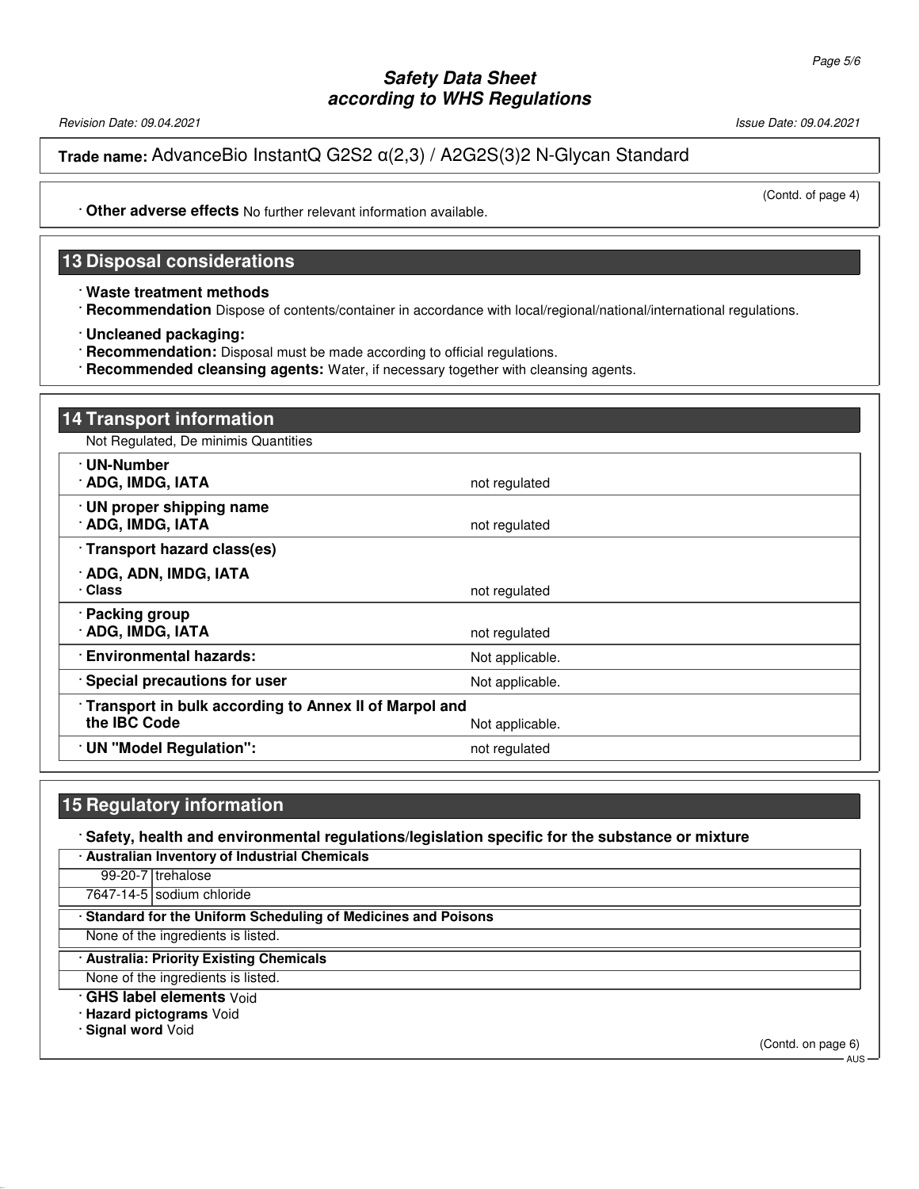**Trade name:** AdvanceBio InstantQ G2S2 α(2,3) / A2G2S(3)2 N-Glycan Standard

(Contd. of page 4)

· **Other adverse effects** No further relevant information available.

## 13 Disposal considerations

· **Waste treatment methods**
· **Recommendation** Dispose of contents/container in accordance with local/regional/national/international regulations.

· **Uncleaned packaging:**
· **Recommendation:** Disposal must be made according to official regulations.
· **Recommended cleansing agents:** Water, if necessary together with cleansing agents.

## 14 Transport information

Not Regulated, De minimis Quantities

| | |
|---|---|
| · **UN-Number**<br>· **ADG, IMDG, IATA** | not regulated |
| · **UN proper shipping name**<br>· **ADG, IMDG, IATA** | not regulated |
| · **Transport hazard class(es)**<br>· **ADG, ADN, IMDG, IATA**<br>· **Class** | not regulated |
| · **Packing group**<br>· **ADG, IMDG, IATA** | not regulated |
| · **Environmental hazards:** | Not applicable. |
| · **Special precautions for user** | Not applicable. |
| · **Transport in bulk according to Annex II of Marpol and the IBC Code** | Not applicable. |
| · **UN "Model Regulation":** | not regulated |

## 15 Regulatory information

· **Safety, health and environmental regulations/legislation specific for the substance or mixture**

· **Australian Inventory of Industrial Chemicals**

| | |
|---|---|
| 99-20-7 | trehalose |
| 7647-14-5 | sodium chloride |

· **Standard for the Uniform Scheduling of Medicines and Poisons**

None of the ingredients is listed.

· **Australia: Priority Existing Chemicals**

None of the ingredients is listed.

· **GHS label elements** Void
· **Hazard pictograms** Void
· **Signal word** Void

(Contd. on page 6)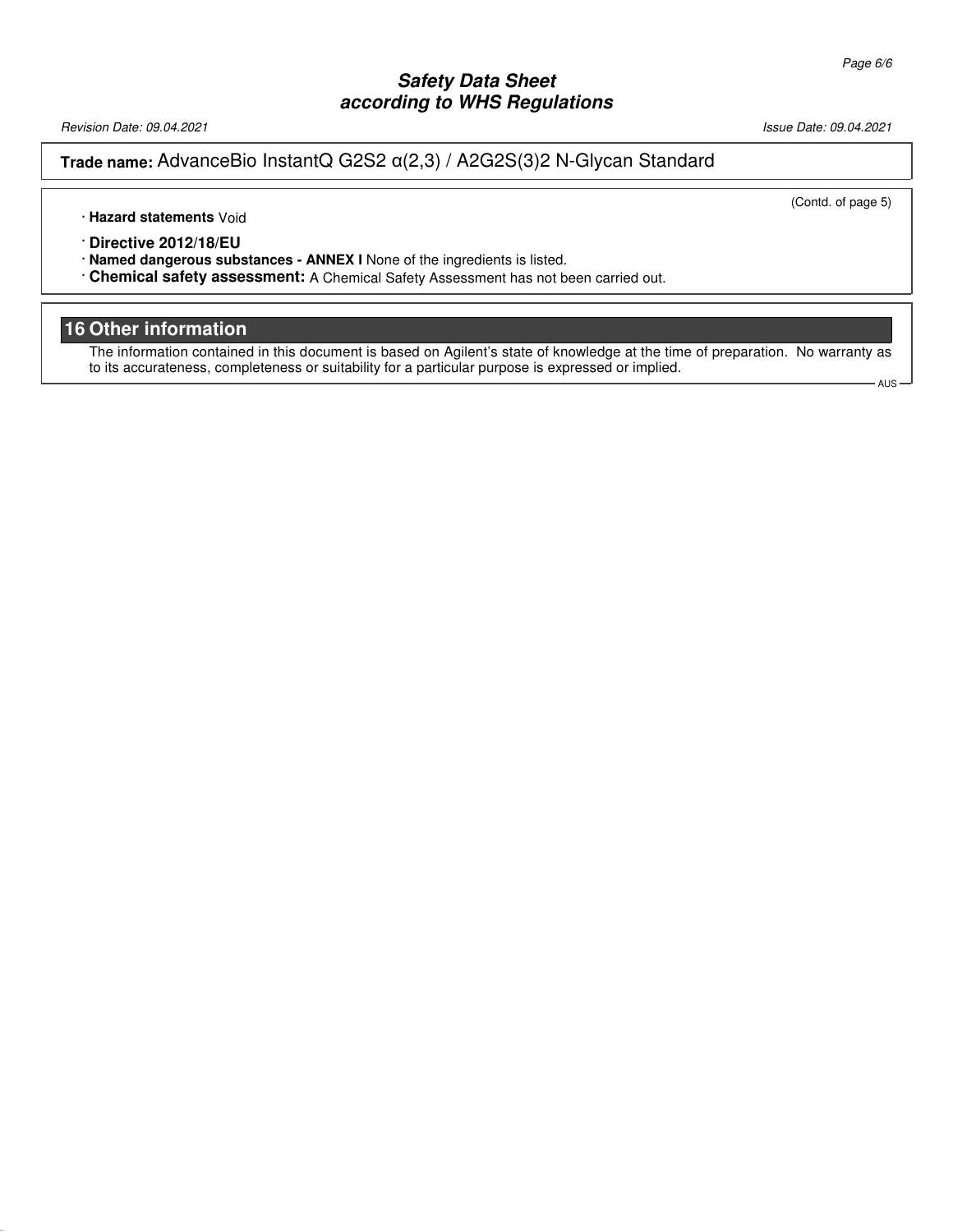**Trade name:** AdvanceBio InstantQ G2S2 α(2,3) / A2G2S(3)2 N-Glycan Standard

(Contd. of page 5)

· **Hazard statements** Void

· **Directive 2012/18/EU**

· **Named dangerous substances - ANNEX I** None of the ingredients is listed.

· **Chemical safety assessment:** A Chemical Safety Assessment has not been carried out.

## 16 Other information

The information contained in this document is based on Agilent's state of knowledge at the time of preparation. No warranty as to its accurateness, completeness or suitability for a particular purpose is expressed or implied.

AUS